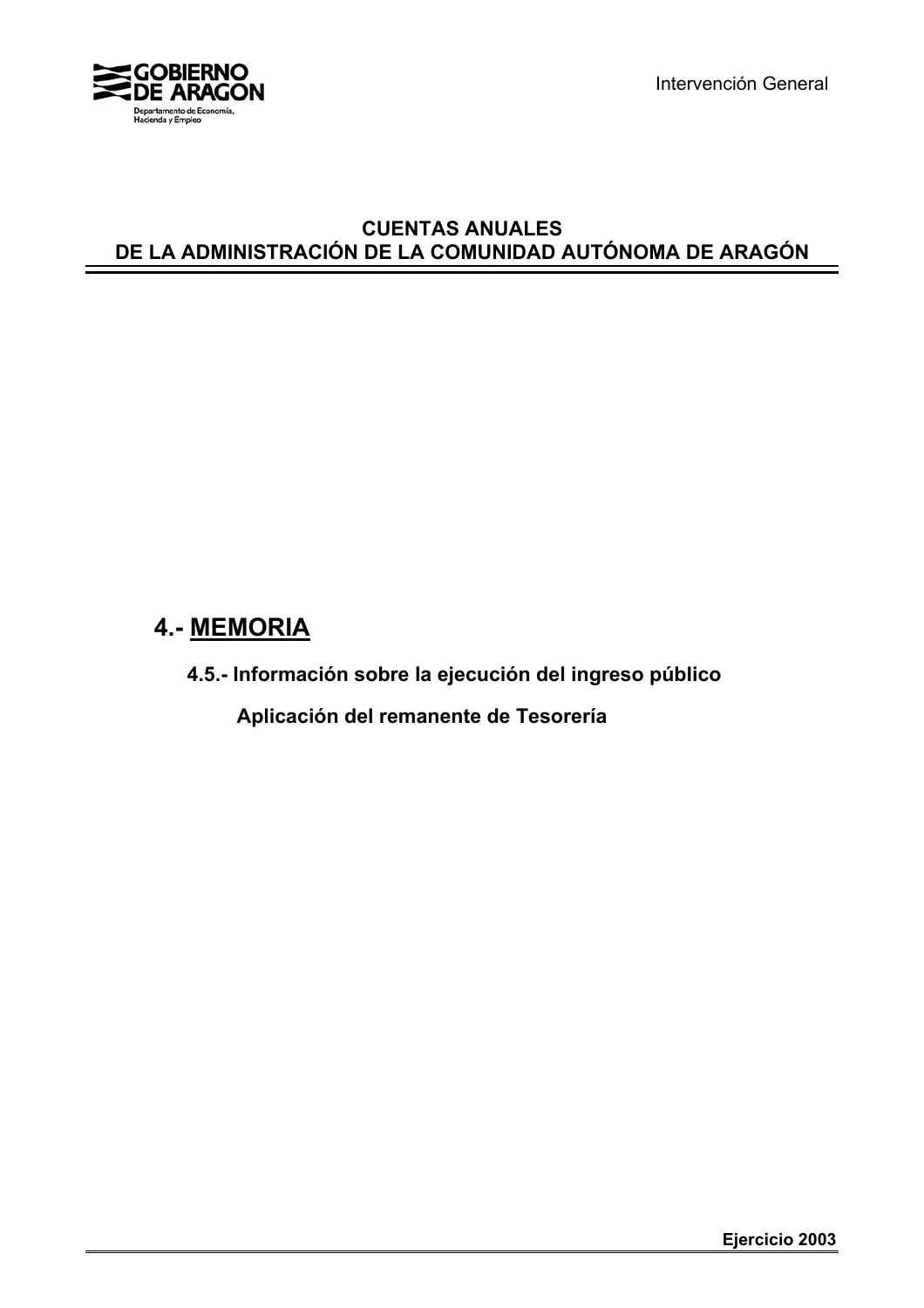GOBIERNO DE ARAGON

Departamento de Economía, Hacienda y Empleo

Intervención General

# CUENTAS ANUALES DE LA ADMINISTRACIÓN DE LA COMUNIDAD AUTÓNOMA DE ARAGÓN

## 4.- MEMORIA

### 4.5.- Información sobre la ejecución del ingreso público

#### Aplicación del remanente de Tesorería

**Ejercicio 2003**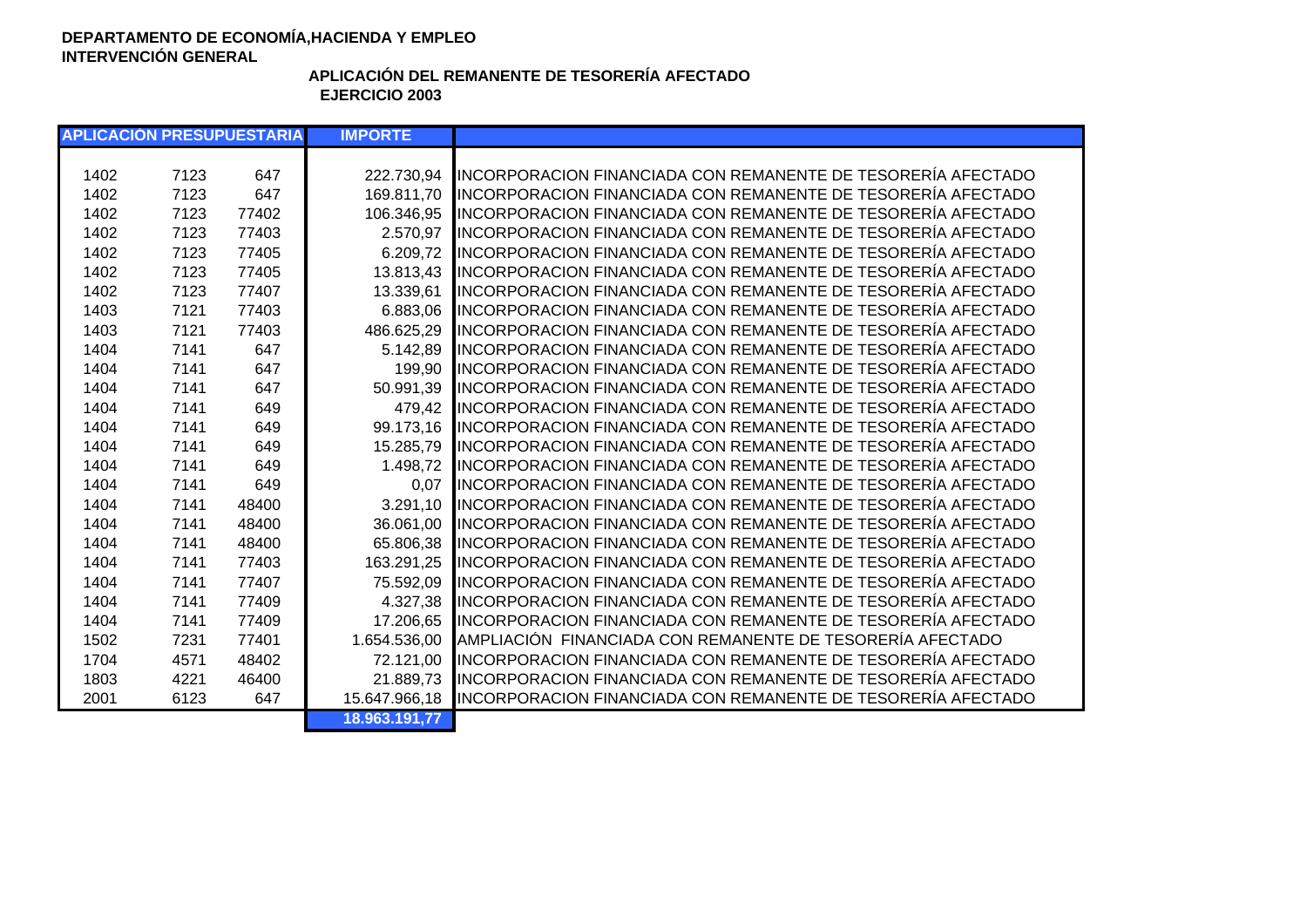**DEPARTAMENTO DE ECONOMÍA,HACIENDA Y EMPLEO**
**INTERVENCIÓN GENERAL**

## APLICACIÓN DEL REMANENTE DE TESORERÍA AFECTADO
### EJERCICIO 2003

| APLICACION PRESUPUESTARIA | | | IMPORTE | |
|---|---|---|---|---|
| 1402 | 7123 | 647 | 222.730,94 | INCORPORACION FINANCIADA CON REMANENTE DE TESORERÍA AFECTADO |
| 1402 | 7123 | 647 | 169.811,70 | INCORPORACION FINANCIADA CON REMANENTE DE TESORERÍA AFECTADO |
| 1402 | 7123 | 77402 | 106.346,95 | INCORPORACION FINANCIADA CON REMANENTE DE TESORERÍA AFECTADO |
| 1402 | 7123 | 77403 | 2.570,97 | INCORPORACION FINANCIADA CON REMANENTE DE TESORERÍA AFECTADO |
| 1402 | 7123 | 77405 | 6.209,72 | INCORPORACION FINANCIADA CON REMANENTE DE TESORERÍA AFECTADO |
| 1402 | 7123 | 77405 | 13.813,43 | INCORPORACION FINANCIADA CON REMANENTE DE TESORERÍA AFECTADO |
| 1402 | 7123 | 77407 | 13.339,61 | INCORPORACION FINANCIADA CON REMANENTE DE TESORERÍA AFECTADO |
| 1403 | 7121 | 77403 | 6.883,06 | INCORPORACION FINANCIADA CON REMANENTE DE TESORERÍA AFECTADO |
| 1403 | 7121 | 77403 | 486.625,29 | INCORPORACION FINANCIADA CON REMANENTE DE TESORERÍA AFECTADO |
| 1404 | 7141 | 647 | 5.142,89 | INCORPORACION FINANCIADA CON REMANENTE DE TESORERÍA AFECTADO |
| 1404 | 7141 | 647 | 199,90 | INCORPORACION FINANCIADA CON REMANENTE DE TESORERÍA AFECTADO |
| 1404 | 7141 | 647 | 50.991,39 | INCORPORACION FINANCIADA CON REMANENTE DE TESORERÍA AFECTADO |
| 1404 | 7141 | 649 | 479,42 | INCORPORACION FINANCIADA CON REMANENTE DE TESORERÍA AFECTADO |
| 1404 | 7141 | 649 | 99.173,16 | INCORPORACION FINANCIADA CON REMANENTE DE TESORERÍA AFECTADO |
| 1404 | 7141 | 649 | 15.285,79 | INCORPORACION FINANCIADA CON REMANENTE DE TESORERÍA AFECTADO |
| 1404 | 7141 | 649 | 1.498,72 | INCORPORACION FINANCIADA CON REMANENTE DE TESORERÍA AFECTADO |
| 1404 | 7141 | 649 | 0,07 | INCORPORACION FINANCIADA CON REMANENTE DE TESORERÍA AFECTADO |
| 1404 | 7141 | 48400 | 3.291,10 | INCORPORACION FINANCIADA CON REMANENTE DE TESORERÍA AFECTADO |
| 1404 | 7141 | 48400 | 36.061,00 | INCORPORACION FINANCIADA CON REMANENTE DE TESORERÍA AFECTADO |
| 1404 | 7141 | 48400 | 65.806,38 | INCORPORACION FINANCIADA CON REMANENTE DE TESORERÍA AFECTADO |
| 1404 | 7141 | 77403 | 163.291,25 | INCORPORACION FINANCIADA CON REMANENTE DE TESORERÍA AFECTADO |
| 1404 | 7141 | 77407 | 75.592,09 | INCORPORACION FINANCIADA CON REMANENTE DE TESORERÍA AFECTADO |
| 1404 | 7141 | 77409 | 4.327,38 | INCORPORACION FINANCIADA CON REMANENTE DE TESORERÍA AFECTADO |
| 1404 | 7141 | 77409 | 17.206,65 | INCORPORACION FINANCIADA CON REMANENTE DE TESORERÍA AFECTADO |
| 1502 | 7231 | 77401 | 1.654.536,00 | AMPLIACIÓN FINANCIADA CON REMANENTE DE TESORERÍA AFECTADO |
| 1704 | 4571 | 48402 | 72.121,00 | INCORPORACION FINANCIADA CON REMANENTE DE TESORERÍA AFECTADO |
| 1803 | 4221 | 46400 | 21.889,73 | INCORPORACION FINANCIADA CON REMANENTE DE TESORERÍA AFECTADO |
| 2001 | 6123 | 647 | 15.647.966,18 | INCORPORACION FINANCIADA CON REMANENTE DE TESORERÍA AFECTADO |
| | | | **18.963.191,77** | |